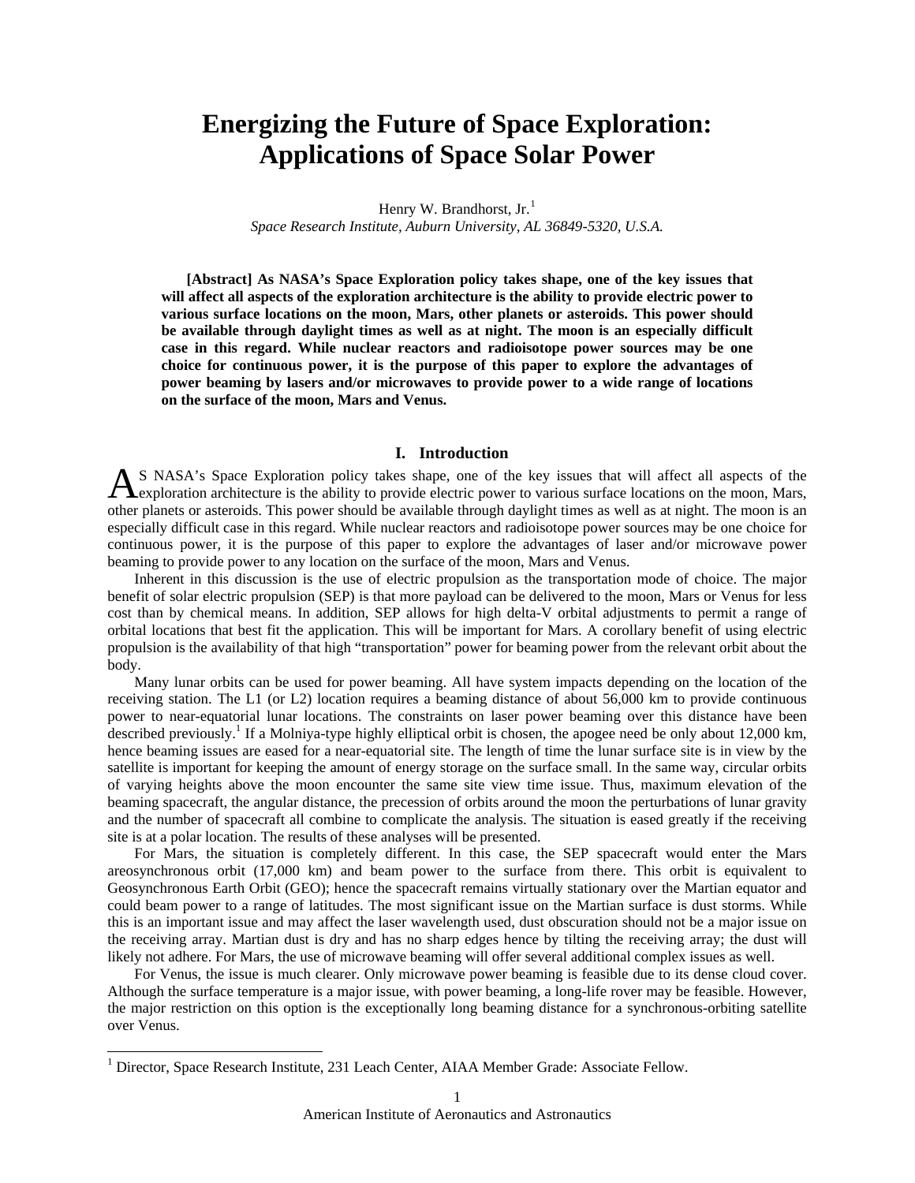# Energizing the Future of Space Exploration: Applications of Space Solar Power

Henry W. Brandhorst, Jr.[1]
*Space Research Institute, Auburn University, AL 36849-5320, U.S.A.*

**[Abstract] As NASA's Space Exploration policy takes shape, one of the key issues that will affect all aspects of the exploration architecture is the ability to provide electric power to various surface locations on the moon, Mars, other planets or asteroids. This power should be available through daylight times as well as at night. The moon is an especially difficult case in this regard. While nuclear reactors and radioisotope power sources may be one choice for continuous power, it is the purpose of this paper to explore the advantages of power beaming by lasers and/or microwaves to provide power to a wide range of locations on the surface of the moon, Mars and Venus.**

## I. Introduction

AS NASA's Space Exploration policy takes shape, one of the key issues that will affect all aspects of the exploration architecture is the ability to provide electric power to various surface locations on the moon, Mars, other planets or asteroids. This power should be available through daylight times as well as at night. The moon is an especially difficult case in this regard. While nuclear reactors and radioisotope power sources may be one choice for continuous power, it is the purpose of this paper to explore the advantages of laser and/or microwave power beaming to provide power to any location on the surface of the moon, Mars and Venus.

Inherent in this discussion is the use of electric propulsion as the transportation mode of choice. The major benefit of solar electric propulsion (SEP) is that more payload can be delivered to the moon, Mars or Venus for less cost than by chemical means. In addition, SEP allows for high delta-V orbital adjustments to permit a range of orbital locations that best fit the application. This will be important for Mars. A corollary benefit of using electric propulsion is the availability of that high "transportation" power for beaming power from the relevant orbit about the body.

Many lunar orbits can be used for power beaming. All have system impacts depending on the location of the receiving station. The L1 (or L2) location requires a beaming distance of about 56,000 km to provide continuous power to near-equatorial lunar locations. The constraints on laser power beaming over this distance have been described previously.[1] If a Molniya-type highly elliptical orbit is chosen, the apogee need be only about 12,000 km, hence beaming issues are eased for a near-equatorial site. The length of time the lunar surface site is in view by the satellite is important for keeping the amount of energy storage on the surface small. In the same way, circular orbits of varying heights above the moon encounter the same site view time issue. Thus, maximum elevation of the beaming spacecraft, the angular distance, the precession of orbits around the moon the perturbations of lunar gravity and the number of spacecraft all combine to complicate the analysis. The situation is eased greatly if the receiving site is at a polar location. The results of these analyses will be presented.

For Mars, the situation is completely different. In this case, the SEP spacecraft would enter the Mars areosynchronous orbit (17,000 km) and beam power to the surface from there. This orbit is equivalent to Geosynchronous Earth Orbit (GEO); hence the spacecraft remains virtually stationary over the Martian equator and could beam power to a range of latitudes. The most significant issue on the Martian surface is dust storms. While this is an important issue and may affect the laser wavelength used, dust obscuration should not be a major issue on the receiving array. Martian dust is dry and has no sharp edges hence by tilting the receiving array; the dust will likely not adhere. For Mars, the use of microwave beaming will offer several additional complex issues as well.

For Venus, the issue is much clearer. Only microwave power beaming is feasible due to its dense cloud cover. Although the surface temperature is a major issue, with power beaming, a long-life rover may be feasible. However, the major restriction on this option is the exceptionally long beaming distance for a synchronous-orbiting satellite over Venus.

---

[1] Director, Space Research Institute, 231 Leach Center, AIAA Member Grade: Associate Fellow.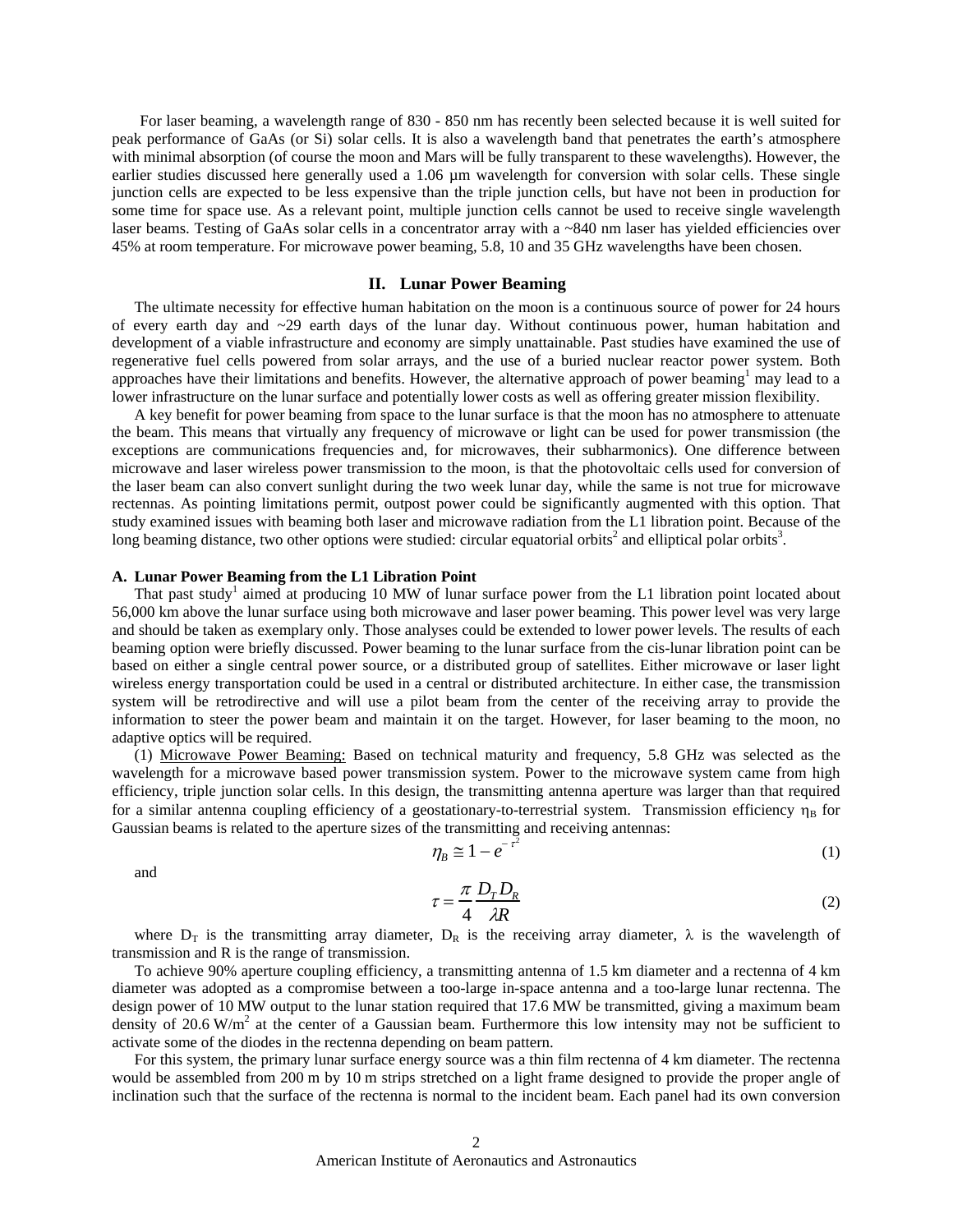For laser beaming, a wavelength range of 830 - 850 nm has recently been selected because it is well suited for peak performance of GaAs (or Si) solar cells. It is also a wavelength band that penetrates the earth's atmosphere with minimal absorption (of course the moon and Mars will be fully transparent to these wavelengths). However, the earlier studies discussed here generally used a 1.06 µm wavelength for conversion with solar cells. These single junction cells are expected to be less expensive than the triple junction cells, but have not been in production for some time for space use. As a relevant point, multiple junction cells cannot be used to receive single wavelength laser beams. Testing of GaAs solar cells in a concentrator array with a ~840 nm laser has yielded efficiencies over 45% at room temperature. For microwave power beaming, 5.8, 10 and 35 GHz wavelengths have been chosen.

## II. Lunar Power Beaming

The ultimate necessity for effective human habitation on the moon is a continuous source of power for 24 hours of every earth day and ~29 earth days of the lunar day. Without continuous power, human habitation and development of a viable infrastructure and economy are simply unattainable. Past studies have examined the use of regenerative fuel cells powered from solar arrays, and the use of a buried nuclear reactor power system. Both approaches have their limitations and benefits. However, the alternative approach of power beaming[1] may lead to a lower infrastructure on the lunar surface and potentially lower costs as well as offering greater mission flexibility.

A key benefit for power beaming from space to the lunar surface is that the moon has no atmosphere to attenuate the beam. This means that virtually any frequency of microwave or light can be used for power transmission (the exceptions are communications frequencies and, for microwaves, their subharmonics). One difference between microwave and laser wireless power transmission to the moon, is that the photovoltaic cells used for conversion of the laser beam can also convert sunlight during the two week lunar day, while the same is not true for microwave rectennas. As pointing limitations permit, outpost power could be significantly augmented with this option. That study examined issues with beaming both laser and microwave radiation from the L1 libration point. Because of the long beaming distance, two other options were studied: circular equatorial orbits[2] and elliptical polar orbits[3].

### A. Lunar Power Beaming from the L1 Libration Point

That past study[1] aimed at producing 10 MW of lunar surface power from the L1 libration point located about 56,000 km above the lunar surface using both microwave and laser power beaming. This power level was very large and should be taken as exemplary only. Those analyses could be extended to lower power levels. The results of each beaming option were briefly discussed. Power beaming to the lunar surface from the cis-lunar libration point can be based on either a single central power source, or a distributed group of satellites. Either microwave or laser light wireless energy transportation could be used in a central or distributed architecture. In either case, the transmission system will be retrodirective and will use a pilot beam from the center of the receiving array to provide the information to steer the power beam and maintain it on the target. However, for laser beaming to the moon, no adaptive optics will be required.

(1) Microwave Power Beaming: Based on technical maturity and frequency, 5.8 GHz was selected as the wavelength for a microwave based power transmission system. Power to the microwave system came from high efficiency, triple junction solar cells. In this design, the transmitting antenna aperture was larger than that required for a similar antenna coupling efficiency of a geostationary-to-terrestrial system. Transmission efficiency $\eta_B$ for Gaussian beams is related to the aperture sizes of the transmitting and receiving antennas:

$$\eta_B \cong 1 - e^{-\tau^2} \tag{1}$$

and

$$\tau = \frac{\pi}{4}\frac{D_T D_R}{\lambda R} \tag{2}$$

where $D_T$ is the transmitting array diameter, $D_R$ is the receiving array diameter, $\lambda$ is the wavelength of transmission and R is the range of transmission.

To achieve 90% aperture coupling efficiency, a transmitting antenna of 1.5 km diameter and a rectenna of 4 km diameter was adopted as a compromise between a too-large in-space antenna and a too-large lunar rectenna. The design power of 10 MW output to the lunar station required that 17.6 MW be transmitted, giving a maximum beam density of 20.6 W/m$^2$ at the center of a Gaussian beam. Furthermore this low intensity may not be sufficient to activate some of the diodes in the rectenna depending on beam pattern.

For this system, the primary lunar surface energy source was a thin film rectenna of 4 km diameter. The rectenna would be assembled from 200 m by 10 m strips stretched on a light frame designed to provide the proper angle of inclination such that the surface of the rectenna is normal to the incident beam. Each panel had its own conversion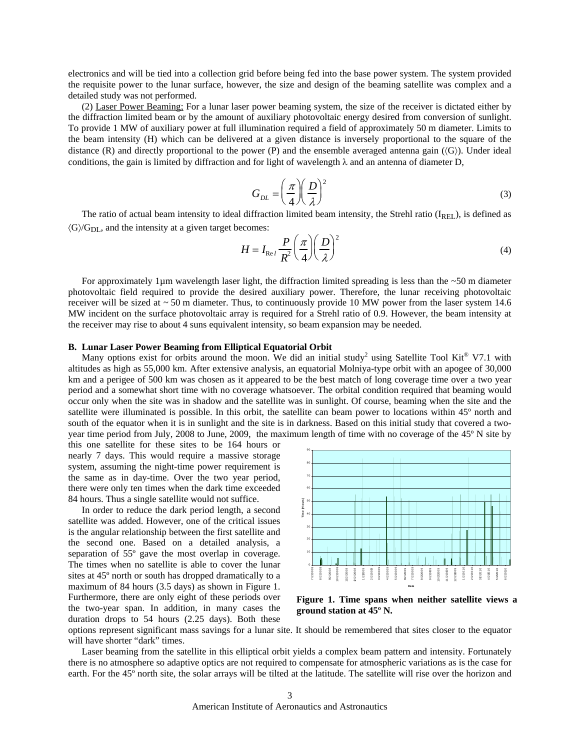electronics and will be tied into a collection grid before being fed into the base power system. The system provided the requisite power to the lunar surface, however, the size and design of the beaming satellite was complex and a detailed study was not performed.

(2) Laser Power Beaming; For a lunar laser power beaming system, the size of the receiver is dictated either by the diffraction limited beam or by the amount of auxiliary photovoltaic energy desired from conversion of sunlight. To provide 1 MW of auxiliary power at full illumination required a field of approximately 50 m diameter. Limits to the beam intensity (H) which can be delivered at a given distance is inversely proportional to the square of the distance (R) and directly proportional to the power (P) and the ensemble averaged antenna gain ($\langle G \rangle$). Under ideal conditions, the gain is limited by diffraction and for light of wavelength $\lambda$ and an antenna of diameter D,

$$G_{DL} = \left(\frac{\pi}{4}\right)\left(\frac{D}{\lambda}\right)^2 \tag{3}$$

The ratio of actual beam intensity to ideal diffraction limited beam intensity, the Strehl ratio ($I_{REL}$), is defined as $\langle G \rangle / G_{DL}$, and the intensity at a given target becomes:

$$H = I_{\mathrm{Re}\,l} \frac{P}{R^2}\left(\frac{\pi}{4}\right)\left(\frac{D}{\lambda}\right)^2 \tag{4}$$

For approximately 1µm wavelength laser light, the diffraction limited spreading is less than the ~50 m diameter photovoltaic field required to provide the desired auxiliary power. Therefore, the lunar receiving photovoltaic receiver will be sized at ~ 50 m diameter. Thus, to continuously provide 10 MW power from the laser system 14.6 MW incident on the surface photovoltaic array is required for a Strehl ratio of 0.9. However, the beam intensity at the receiver may rise to about 4 suns equivalent intensity, so beam expansion may be needed.

### B. Lunar Laser Power Beaming from Elliptical Equatorial Orbit

Many options exist for orbits around the moon. We did an initial study[2] using Satellite Tool Kit® V7.1 with altitudes as high as 55,000 km. After extensive analysis, an equatorial Molniya-type orbit with an apogee of 30,000 km and a perigee of 500 km was chosen as it appeared to be the best match of long coverage time over a two year period and a somewhat short time with no coverage whatsoever. The orbital condition required that beaming would occur only when the site was in shadow and the satellite was in sunlight. Of course, beaming when the site and the satellite were illuminated is possible. In this orbit, the satellite can beam power to locations within 45º north and south of the equator when it is in sunlight and the site is in darkness. Based on this initial study that covered a two-year time period from July, 2008 to June, 2009, the maximum length of time with no coverage of the 45º N site by this one satellite for these sites to be 164 hours or nearly 7 days. This would require a massive storage system, assuming the night-time power requirement is the same as in day-time. Over the two year period, there were only ten times when the dark time exceeded 84 hours. Thus a single satellite would not suffice.

In order to reduce the dark period length, a second satellite was added. However, one of the critical issues is the angular relationship between the first satellite and the second one. Based on a detailed analysis, a separation of 55º gave the most overlap in coverage. The times when no satellite is able to cover the lunar sites at 45º north or south has dropped dramatically to a maximum of 84 hours (3.5 days) as shown in Figure 1. Furthermore, there are only eight of these periods over the two-year span. In addition, in many cases the duration drops to 54 hours (2.25 days). Both these options represent significant mass savings for a lunar site. It should be remembered that sites closer to the equator will have shorter "dark" times.

**Figure 1. Time spans when neither satellite views a ground station at 45º N.**

Laser beaming from the satellite in this elliptical orbit yields a complex beam pattern and intensity. Fortunately there is no atmosphere so adaptive optics are not required to compensate for atmospheric variations as is the case for earth. For the 45º north site, the solar arrays will be tilted at the latitude. The satellite will rise over the horizon and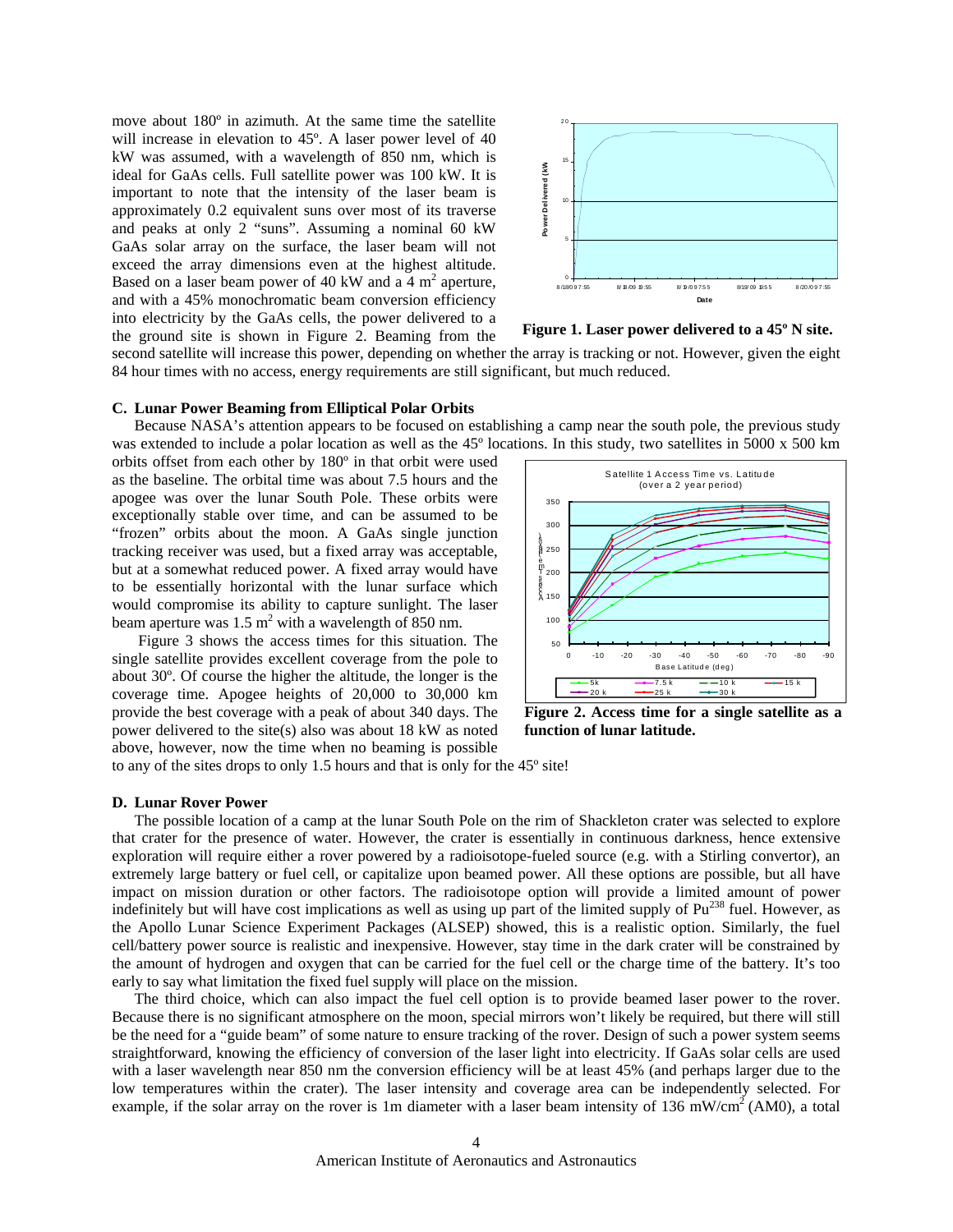move about 180º in azimuth. At the same time the satellite will increase in elevation to 45º. A laser power level of 40 kW was assumed, with a wavelength of 850 nm, which is ideal for GaAs cells. Full satellite power was 100 kW. It is important to note that the intensity of the laser beam is approximately 0.2 equivalent suns over most of its traverse and peaks at only 2 "suns". Assuming a nominal 60 kW GaAs solar array on the surface, the laser beam will not exceed the array dimensions even at the highest altitude. Based on a laser beam power of 40 kW and a 4 $m^2$ aperture, and with a 45% monochromatic beam conversion efficiency into electricity by the GaAs cells, the power delivered to a the ground site is shown in Figure 2. Beaming from the second satellite will increase this power, depending on whether the array is tracking or not. However, given the eight 84 hour times with no access, energy requirements are still significant, but much reduced.

**Figure 1. Laser power delivered to a 45º N site.**

### C. Lunar Power Beaming from Elliptical Polar Orbits

Because NASA's attention appears to be focused on establishing a camp near the south pole, the previous study was extended to include a polar location as well as the 45º locations. In this study, two satellites in 5000 x 500 km orbits offset from each other by 180º in that orbit were used as the baseline. The orbital time was about 7.5 hours and the apogee was over the lunar South Pole. These orbits were exceptionally stable over time, and can be assumed to be "frozen" orbits about the moon. A GaAs single junction tracking receiver was used, but a fixed array was acceptable, but at a somewhat reduced power. A fixed array would have to be essentially horizontal with the lunar surface which would compromise its ability to capture sunlight. The laser beam aperture was 1.5 $m^2$ with a wavelength of 850 nm.

Figure 3 shows the access times for this situation. The single satellite provides excellent coverage from the pole to about 30º. Of course the higher the altitude, the longer is the coverage time. Apogee heights of 20,000 to 30,000 km provide the best coverage with a peak of about 340 days. The power delivered to the site(s) also was about 18 kW as noted above, however, now the time when no beaming is possible to any of the sites drops to only 1.5 hours and that is only for the 45º site!

**Figure 2. Access time for a single satellite as a function of lunar latitude.**

### D. Lunar Rover Power

The possible location of a camp at the lunar South Pole on the rim of Shackleton crater was selected to explore that crater for the presence of water. However, the crater is essentially in continuous darkness, hence extensive exploration will require either a rover powered by a radioisotope-fueled source (e.g. with a Stirling convertor), an extremely large battery or fuel cell, or capitalize upon beamed power. All these options are possible, but all have impact on mission duration or other factors. The radioisotope option will provide a limited amount of power indefinitely but will have cost implications as well as using up part of the limited supply of $Pu^{238}$ fuel. However, as the Apollo Lunar Science Experiment Packages (ALSEP) showed, this is a realistic option. Similarly, the fuel cell/battery power source is realistic and inexpensive. However, stay time in the dark crater will be constrained by the amount of hydrogen and oxygen that can be carried for the fuel cell or the charge time of the battery. It's too early to say what limitation the fixed fuel supply will place on the mission.

The third choice, which can also impact the fuel cell option is to provide beamed laser power to the rover. Because there is no significant atmosphere on the moon, special mirrors won't likely be required, but there will still be the need for a "guide beam" of some nature to ensure tracking of the rover. Design of such a power system seems straightforward, knowing the efficiency of conversion of the laser light into electricity. If GaAs solar cells are used with a laser wavelength near 850 nm the conversion efficiency will be at least 45% (and perhaps larger due to the low temperatures within the crater). The laser intensity and coverage area can be independently selected. For example, if the solar array on the rover is 1m diameter with a laser beam intensity of 136 mW/$cm^2$ (AM0), a total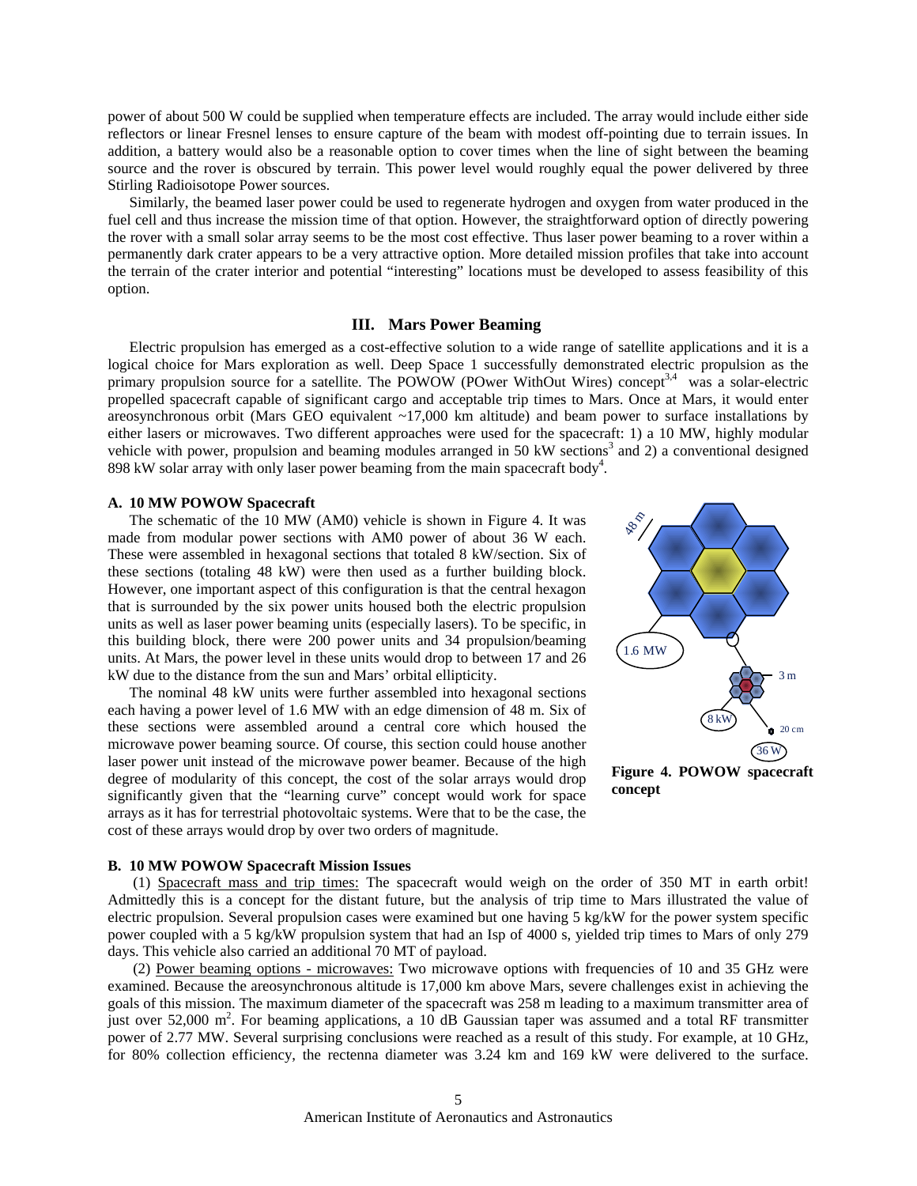power of about 500 W could be supplied when temperature effects are included. The array would include either side reflectors or linear Fresnel lenses to ensure capture of the beam with modest off-pointing due to terrain issues. In addition, a battery would also be a reasonable option to cover times when the line of sight between the beaming source and the rover is obscured by terrain. This power level would roughly equal the power delivered by three Stirling Radioisotope Power sources.

Similarly, the beamed laser power could be used to regenerate hydrogen and oxygen from water produced in the fuel cell and thus increase the mission time of that option. However, the straightforward option of directly powering the rover with a small solar array seems to be the most cost effective. Thus laser power beaming to a rover within a permanently dark crater appears to be a very attractive option. More detailed mission profiles that take into account the terrain of the crater interior and potential "interesting" locations must be developed to assess feasibility of this option.

## III. Mars Power Beaming

Electric propulsion has emerged as a cost-effective solution to a wide range of satellite applications and it is a logical choice for Mars exploration as well. Deep Space 1 successfully demonstrated electric propulsion as the primary propulsion source for a satellite. The POWOW (POwer WithOut Wires) concept[3,4] was a solar-electric propelled spacecraft capable of significant cargo and acceptable trip times to Mars. Once at Mars, it would enter areosynchronous orbit (Mars GEO equivalent ~17,000 km altitude) and beam power to surface installations by either lasers or microwaves. Two different approaches were used for the spacecraft: 1) a 10 MW, highly modular vehicle with power, propulsion and beaming modules arranged in 50 kW sections[3] and 2) a conventional designed 898 kW solar array with only laser power beaming from the main spacecraft body[4].

### A. 10 MW POWOW Spacecraft

The schematic of the 10 MW (AM0) vehicle is shown in Figure 4. It was made from modular power sections with AM0 power of about 36 W each. These were assembled in hexagonal sections that totaled 8 kW/section. Six of these sections (totaling 48 kW) were then used as a further building block. However, one important aspect of this configuration is that the central hexagon that is surrounded by the six power units housed both the electric propulsion units as well as laser power beaming units (especially lasers). To be specific, in this building block, there were 200 power units and 34 propulsion/beaming units. At Mars, the power level in these units would drop to between 17 and 26 kW due to the distance from the sun and Mars' orbital ellipticity.

The nominal 48 kW units were further assembled into hexagonal sections each having a power level of 1.6 MW with an edge dimension of 48 m. Six of these sections were assembled around a central core which housed the microwave power beaming source. Of course, this section could house another laser power unit instead of the microwave power beamer. Because of the high degree of modularity of this concept, the cost of the solar arrays would drop significantly given that the "learning curve" concept would work for space arrays as it has for terrestrial photovoltaic systems. Were that to be the case, the cost of these arrays would drop by over two orders of magnitude.

48 m

1.6 MW

3 m

8 kW

20 cm

36 W

**Figure 4. POWOW spacecraft concept**

### B. 10 MW POWOW Spacecraft Mission Issues

(1) Spacecraft mass and trip times: The spacecraft would weigh on the order of 350 MT in earth orbit! Admittedly this is a concept for the distant future, but the analysis of trip time to Mars illustrated the value of electric propulsion. Several propulsion cases were examined but one having 5 kg/kW for the power system specific power coupled with a 5 kg/kW propulsion system that had an Isp of 4000 s, yielded trip times to Mars of only 279 days. This vehicle also carried an additional 70 MT of payload.

(2) Power beaming options - microwaves: Two microwave options with frequencies of 10 and 35 GHz were examined. Because the areosynchronous altitude is 17,000 km above Mars, severe challenges exist in achieving the goals of this mission. The maximum diameter of the spacecraft was 258 m leading to a maximum transmitter area of just over 52,000 $m^2$. For beaming applications, a 10 dB Gaussian taper was assumed and a total RF transmitter power of 2.77 MW. Several surprising conclusions were reached as a result of this study. For example, at 10 GHz, for 80% collection efficiency, the rectenna diameter was 3.24 km and 169 kW were delivered to the surface.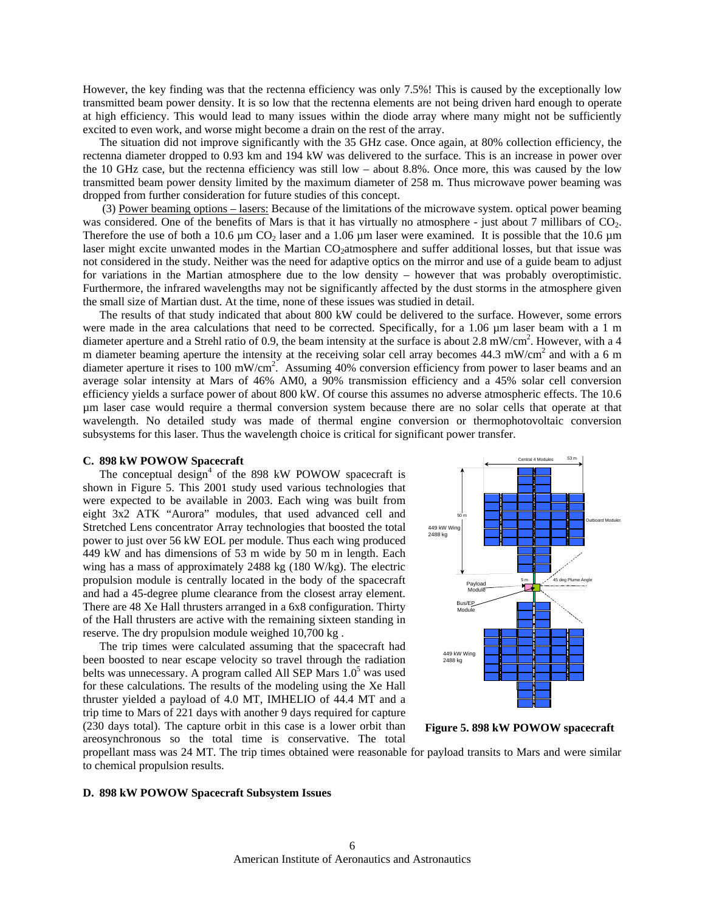However, the key finding was that the rectenna efficiency was only 7.5%! This is caused by the exceptionally low transmitted beam power density. It is so low that the rectenna elements are not being driven hard enough to operate at high efficiency. This would lead to many issues within the diode array where many might not be sufficiently excited to even work, and worse might become a drain on the rest of the array.

The situation did not improve significantly with the 35 GHz case. Once again, at 80% collection efficiency, the rectenna diameter dropped to 0.93 km and 194 kW was delivered to the surface. This is an increase in power over the 10 GHz case, but the rectenna efficiency was still low – about 8.8%. Once more, this was caused by the low transmitted beam power density limited by the maximum diameter of 258 m. Thus microwave power beaming was dropped from further consideration for future studies of this concept.

(3) Power beaming options – lasers: Because of the limitations of the microwave system. optical power beaming was considered. One of the benefits of Mars is that it has virtually no atmosphere - just about 7 millibars of $CO_2$. Therefore the use of both a 10.6 µm $CO_2$ laser and a 1.06 µm laser were examined. It is possible that the 10.6 µm laser might excite unwanted modes in the Martian $CO_2$atmosphere and suffer additional losses, but that issue was not considered in the study. Neither was the need for adaptive optics on the mirror and use of a guide beam to adjust for variations in the Martian atmosphere due to the low density – however that was probably overoptimistic. Furthermore, the infrared wavelengths may not be significantly affected by the dust storms in the atmosphere given the small size of Martian dust. At the time, none of these issues was studied in detail.

The results of that study indicated that about 800 kW could be delivered to the surface. However, some errors were made in the area calculations that need to be corrected. Specifically, for a 1.06 µm laser beam with a 1 m diameter aperture and a Strehl ratio of 0.9, the beam intensity at the surface is about 2.8 mW/cm$^2$. However, with a 4 m diameter beaming aperture the intensity at the receiving solar cell array becomes 44.3 mW/cm$^2$ and with a 6 m diameter aperture it rises to 100 mW/cm$^2$. Assuming 40% conversion efficiency from power to laser beams and an average solar intensity at Mars of 46% AM0, a 90% transmission efficiency and a 45% solar cell conversion efficiency yields a surface power of about 800 kW. Of course this assumes no adverse atmospheric effects. The 10.6 µm laser case would require a thermal conversion system because there are no solar cells that operate at that wavelength. No detailed study was made of thermal engine conversion or thermophotovoltaic conversion subsystems for this laser. Thus the wavelength choice is critical for significant power transfer.

### C. 898 kW POWOW Spacecraft

The conceptual design[4] of the 898 kW POWOW spacecraft is shown in Figure 5. This 2001 study used various technologies that were expected to be available in 2003. Each wing was built from eight 3x2 ATK "Aurora" modules, that used advanced cell and Stretched Lens concentrator Array technologies that boosted the total power to just over 56 kW EOL per module. Thus each wing produced 449 kW and has dimensions of 53 m wide by 50 m in length. Each wing has a mass of approximately 2488 kg (180 W/kg). The electric propulsion module is centrally located in the body of the spacecraft and had a 45-degree plume clearance from the closest array element. There are 48 Xe Hall thrusters arranged in a 6x8 configuration. Thirty of the Hall thrusters are active with the remaining sixteen standing in reserve. The dry propulsion module weighed 10,700 kg .

The trip times were calculated assuming that the spacecraft had been boosted to near escape velocity so travel through the radiation belts was unnecessary. A program called All SEP Mars 1.0[5] was used for these calculations. The results of the modeling using the Xe Hall thruster yielded a payload of 4.0 MT, IMHELIO of 44.4 MT and a trip time to Mars of 221 days with another 9 days required for capture (230 days total). The capture orbit in this case is a lower orbit than areosynchronous so the total time is conservative. The total propellant mass was 24 MT. The trip times obtained were reasonable for payload transits to Mars and were similar to chemical propulsion results.

**Figure 5. 898 kW POWOW spacecraft**

### D. 898 kW POWOW Spacecraft Subsystem Issues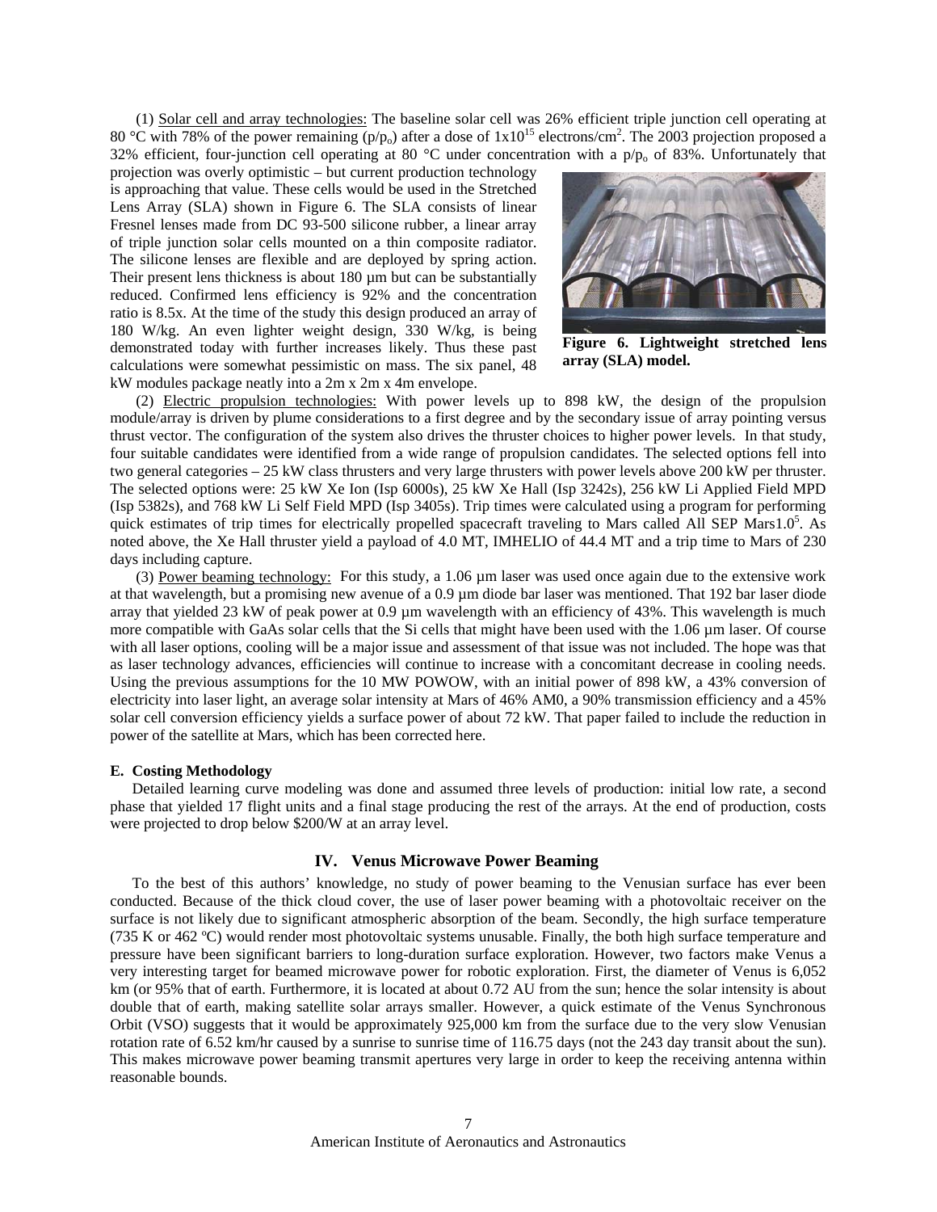(1) Solar cell and array technologies: The baseline solar cell was 26% efficient triple junction cell operating at 80 °C with 78% of the power remaining ($p/p_o$) after a dose of $1x10^{15}$ electrons/cm$^2$. The 2003 projection proposed a 32% efficient, four-junction cell operating at 80 °C under concentration with a $p/p_o$ of 83%. Unfortunately that projection was overly optimistic – but current production technology is approaching that value. These cells would be used in the Stretched Lens Array (SLA) shown in Figure 6. The SLA consists of linear Fresnel lenses made from DC 93-500 silicone rubber, a linear array of triple junction solar cells mounted on a thin composite radiator. The silicone lenses are flexible and are deployed by spring action. Their present lens thickness is about 180 µm but can be substantially reduced. Confirmed lens efficiency is 92% and the concentration ratio is 8.5x. At the time of the study this design produced an array of 180 W/kg. An even lighter weight design, 330 W/kg, is being demonstrated today with further increases likely. Thus these past calculations were somewhat pessimistic on mass. The six panel, 48 kW modules package neatly into a 2m x 2m x 4m envelope.

**Figure 6. Lightweight stretched lens array (SLA) model.**

(2) Electric propulsion technologies: With power levels up to 898 kW, the design of the propulsion module/array is driven by plume considerations to a first degree and by the secondary issue of array pointing versus thrust vector. The configuration of the system also drives the thruster choices to higher power levels. In that study, four suitable candidates were identified from a wide range of propulsion candidates. The selected options fell into two general categories – 25 kW class thrusters and very large thrusters with power levels above 200 kW per thruster. The selected options were: 25 kW Xe Ion (Isp 6000s), 25 kW Xe Hall (Isp 3242s), 256 kW Li Applied Field MPD (Isp 5382s), and 768 kW Li Self Field MPD (Isp 3405s). Trip times were calculated using a program for performing quick estimates of trip times for electrically propelled spacecraft traveling to Mars called All SEP Mars1.0[5]. As noted above, the Xe Hall thruster yield a payload of 4.0 MT, IMHELIO of 44.4 MT and a trip time to Mars of 230 days including capture.

(3) Power beaming technology: For this study, a 1.06 µm laser was used once again due to the extensive work at that wavelength, but a promising new avenue of a 0.9 µm diode bar laser was mentioned. That 192 bar laser diode array that yielded 23 kW of peak power at 0.9 µm wavelength with an efficiency of 43%. This wavelength is much more compatible with GaAs solar cells that the Si cells that might have been used with the 1.06 µm laser. Of course with all laser options, cooling will be a major issue and assessment of that issue was not included. The hope was that as laser technology advances, efficiencies will continue to increase with a concomitant decrease in cooling needs. Using the previous assumptions for the 10 MW POWOW, with an initial power of 898 kW, a 43% conversion of electricity into laser light, an average solar intensity at Mars of 46% AM0, a 90% transmission efficiency and a 45% solar cell conversion efficiency yields a surface power of about 72 kW. That paper failed to include the reduction in power of the satellite at Mars, which has been corrected here.

### E. Costing Methodology

Detailed learning curve modeling was done and assumed three levels of production: initial low rate, a second phase that yielded 17 flight units and a final stage producing the rest of the arrays. At the end of production, costs were projected to drop below $200/W at an array level.

## IV. Venus Microwave Power Beaming

To the best of this authors' knowledge, no study of power beaming to the Venusian surface has ever been conducted. Because of the thick cloud cover, the use of laser power beaming with a photovoltaic receiver on the surface is not likely due to significant atmospheric absorption of the beam. Secondly, the high surface temperature (735 K or 462 ºC) would render most photovoltaic systems unusable. Finally, the both high surface temperature and pressure have been significant barriers to long-duration surface exploration. However, two factors make Venus a very interesting target for beamed microwave power for robotic exploration. First, the diameter of Venus is 6,052 km (or 95% that of earth. Furthermore, it is located at about 0.72 AU from the sun; hence the solar intensity is about double that of earth, making satellite solar arrays smaller. However, a quick estimate of the Venus Synchronous Orbit (VSO) suggests that it would be approximately 925,000 km from the surface due to the very slow Venusian rotation rate of 6.52 km/hr caused by a sunrise to sunrise time of 116.75 days (not the 243 day transit about the sun). This makes microwave power beaming transmit apertures very large in order to keep the receiving antenna within reasonable bounds.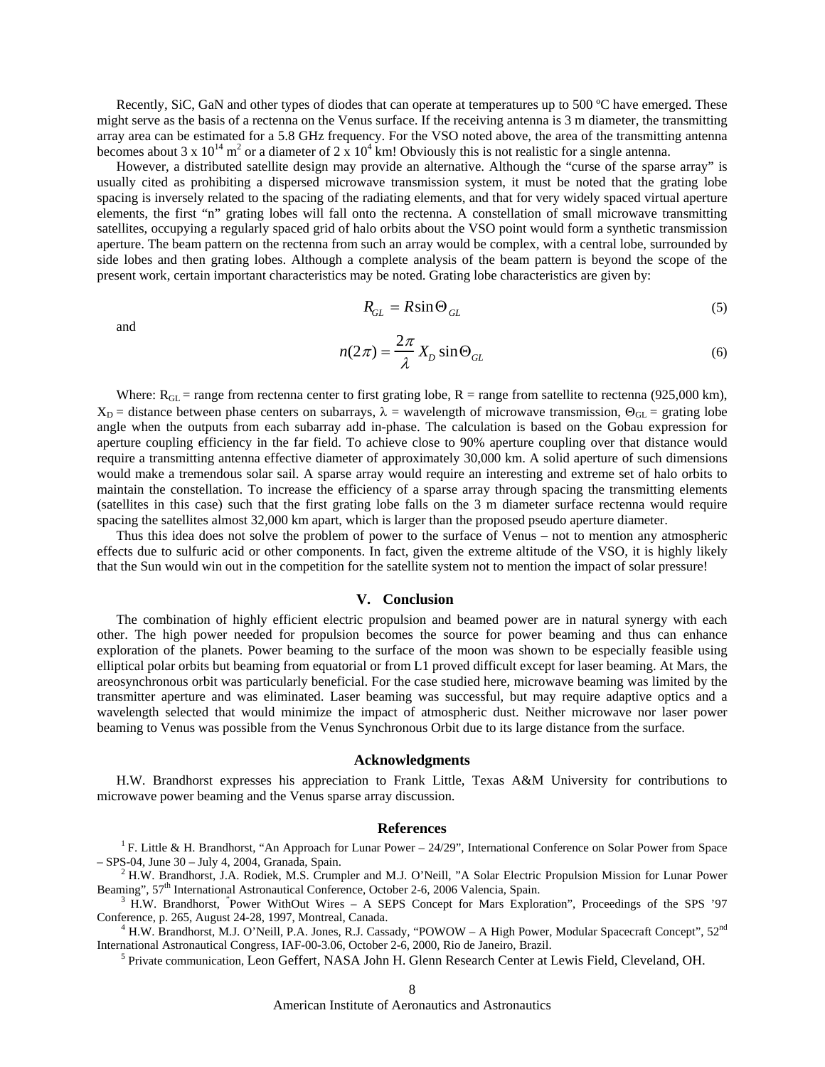Recently, SiC, GaN and other types of diodes that can operate at temperatures up to 500 ºC have emerged. These might serve as the basis of a rectenna on the Venus surface. If the receiving antenna is 3 m diameter, the transmitting array area can be estimated for a 5.8 GHz frequency. For the VSO noted above, the area of the transmitting antenna becomes about 3 x $10^{14}$ $m^2$ or a diameter of 2 x $10^4$ km! Obviously this is not realistic for a single antenna.

However, a distributed satellite design may provide an alternative. Although the "curse of the sparse array" is usually cited as prohibiting a dispersed microwave transmission system, it must be noted that the grating lobe spacing is inversely related to the spacing of the radiating elements, and that for very widely spaced virtual aperture elements, the first "n" grating lobes will fall onto the rectenna. A constellation of small microwave transmitting satellites, occupying a regularly spaced grid of halo orbits about the VSO point would form a synthetic transmission aperture. The beam pattern on the rectenna from such an array would be complex, with a central lobe, surrounded by side lobes and then grating lobes. Although a complete analysis of the beam pattern is beyond the scope of the present work, certain important characteristics may be noted. Grating lobe characteristics are given by:

$$R_{GL} = R \sin \Theta_{GL} \tag{5}$$

and

$$n(2\pi) = \frac{2\pi}{\lambda} X_D \sin \Theta_{GL} \tag{6}$$

Where: $R_{GL}$ = range from rectenna center to first grating lobe, R = range from satellite to rectenna (925,000 km), $X_D$ = distance between phase centers on subarrays, $\lambda$ = wavelength of microwave transmission, $\Theta_{GL}$ = grating lobe angle when the outputs from each subarray add in-phase. The calculation is based on the Gobau expression for aperture coupling efficiency in the far field. To achieve close to 90% aperture coupling over that distance would require a transmitting antenna effective diameter of approximately 30,000 km. A solid aperture of such dimensions would make a tremendous solar sail. A sparse array would require an interesting and extreme set of halo orbits to maintain the constellation. To increase the efficiency of a sparse array through spacing the transmitting elements (satellites in this case) such that the first grating lobe falls on the 3 m diameter surface rectenna would require spacing the satellites almost 32,000 km apart, which is larger than the proposed pseudo aperture diameter.

Thus this idea does not solve the problem of power to the surface of Venus – not to mention any atmospheric effects due to sulfuric acid or other components. In fact, given the extreme altitude of the VSO, it is highly likely that the Sun would win out in the competition for the satellite system not to mention the impact of solar pressure!

## V. Conclusion

The combination of highly efficient electric propulsion and beamed power are in natural synergy with each other. The high power needed for propulsion becomes the source for power beaming and thus can enhance exploration of the planets. Power beaming to the surface of the moon was shown to be especially feasible using elliptical polar orbits but beaming from equatorial or from L1 proved difficult except for laser beaming. At Mars, the areosynchronous orbit was particularly beneficial. For the case studied here, microwave beaming was limited by the transmitter aperture and was eliminated. Laser beaming was successful, but may require adaptive optics and a wavelength selected that would minimize the impact of atmospheric dust. Neither microwave nor laser power beaming to Venus was possible from the Venus Synchronous Orbit due to its large distance from the surface.

## Acknowledgments

H.W. Brandhorst expresses his appreciation to Frank Little, Texas A&M University for contributions to microwave power beaming and the Venus sparse array discussion.

## References

[1] F. Little & H. Brandhorst, "An Approach for Lunar Power – 24/29", International Conference on Solar Power from Space – SPS-04, June 30 – July 4, 2004, Granada, Spain.

[2] H.W. Brandhorst, J.A. Rodiek, M.S. Crumpler and M.J. O'Neill, "A Solar Electric Propulsion Mission for Lunar Power Beaming", 57th International Astronautical Conference, October 2-6, 2006 Valencia, Spain.

[3] H.W. Brandhorst, "Power WithOut Wires – A SEPS Concept for Mars Exploration", Proceedings of the SPS '97 Conference, p. 265, August 24-28, 1997, Montreal, Canada.

[4] H.W. Brandhorst, M.J. O'Neill, P.A. Jones, R.J. Cassady, "POWOW – A High Power, Modular Spacecraft Concept", 52nd International Astronautical Congress, IAF-00-3.06, October 2-6, 2000, Rio de Janeiro, Brazil.

[5] Private communication, Leon Geffert, NASA John H. Glenn Research Center at Lewis Field, Cleveland, OH.